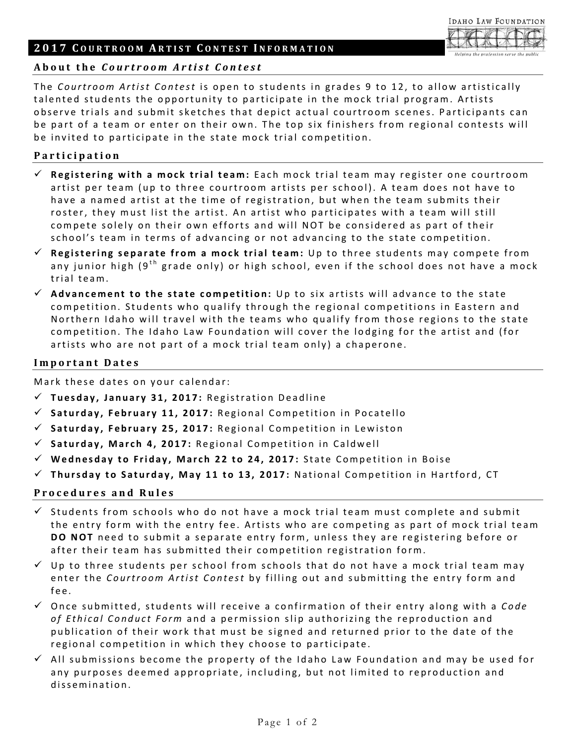# 2017 Courtroom Artist Contest Information

## About the *Courtroom Artist Contest*

The *Courtroom Artist Contest* is open to students in grades 9 to 12, to allow artistically talented students the opportunity to participate in the mock trial program. Artists observe trials and submit sketches that depict actual courtroom scenes. Participants can be part of a team or enter on their own. The top six finishers from regional contests will be invited to participate in the state mock trial competition.

## Participation

- ✓ **Registering with a mock trial team:** Each mock trial team may register one courtroom artist per team (up to three courtroom artists per school). A team does not have to have a named artist at the time of registration, but when the team submits their roster, they must list the artist. An artist who participates with a team will still compete solely on their own efforts and will NOT be considered as part of their school's team in terms of advancing or not advancing to the state competition.
- ✓ **Registering separate from a mock trial team:** Up to three students may compete from any junior high (9th grade only) or high school, even if the school does not have a mock trial team.
- ✓ **Advancement to the state competition:** Up to six artists will advance to the state competition. Students who qualify through the regional competitions in Eastern and Northern Idaho will travel with the teams who qualify from those regions to the state competition. The Idaho Law Foundation will cover the lodging for the artist and (for artists who are not part of a mock trial team only) a chaperone.

## Important Dates

Mark these dates on your calendar:

- ✓ **Tuesday, January 31, 2017:** Registration Deadline
- ✓ **Saturday, February 11, 2017:** Regional Competition in Pocatello
- ✓ **Saturday, February 25, 2017:** Regional Competition in Lewiston
- ✓ **Saturday, March 4, 2017:** Regional Competition in Caldwell
- ✓ **Wednesday to Friday, March 22 to 24, 2017:** State Competition in Boise
- ✓ **Thursday to Saturday, May 11 to 13, 2017:** National Competition in Hartford, CT

## Procedures and Rules

- ✓ Students from schools who do not have a mock trial team must complete and submit the entry form with the entry fee. Artists who are competing as part of mock trial team **DO NOT** need to submit a separate entry form, unless they are registering before or after their team has submitted their competition registration form.
- ✓ Up to three students per school from schools that do not have a mock trial team may enter the *Courtroom Artist Contest* by filling out and submitting the entry form and fee.
- ✓ Once submitted, students will receive a confirmation of their entry along with a *Code of Ethical Conduct Form* and a permission slip authorizing the reproduction and publication of their work that must be signed and returned prior to the date of the regional competition in which they choose to participate.
- ✓ All submissions become the property of the Idaho Law Foundation and may be used for any purposes deemed appropriate, including, but not limited to reproduction and dissemination.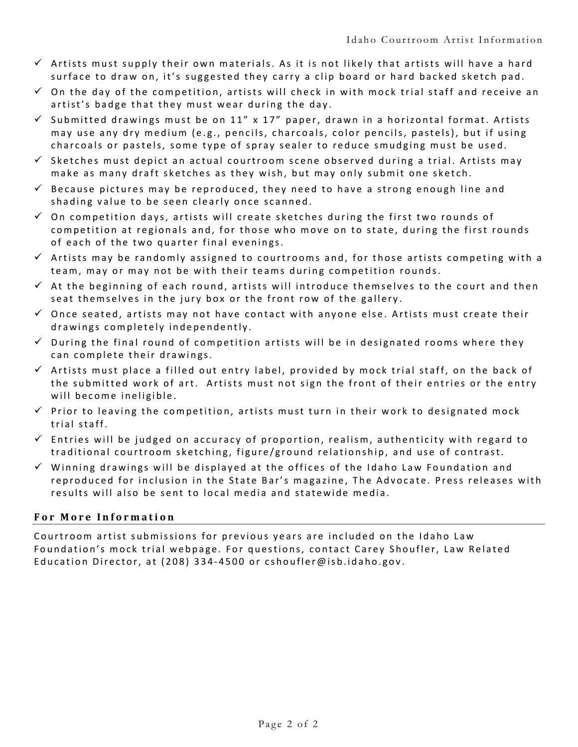- ✓ Artists must supply their own materials. As it is not likely that artists will have a hard surface to draw on, it's suggested they carry a clip board or hard backed sketch pad.
- ✓ On the day of the competition, artists will check in with mock trial staff and receive an artist's badge that they must wear during the day.
- ✓ Submitted drawings must be on 11" x 17" paper, drawn in a horizontal format. Artists may use any dry medium (e.g., pencils, charcoals, color pencils, pastels), but if using charcoals or pastels, some type of spray sealer to reduce smudging must be used.
- ✓ Sketches must depict an actual courtroom scene observed during a trial. Artists may make as many draft sketches as they wish, but may only submit one sketch.
- ✓ Because pictures may be reproduced, they need to have a strong enough line and shading value to be seen clearly once scanned.
- ✓ On competition days, artists will create sketches during the first two rounds of competition at regionals and, for those who move on to state, during the first rounds of each of the two quarter final evenings.
- ✓ Artists may be randomly assigned to courtrooms and, for those artists competing with a team, may or may not be with their teams during competition rounds.
- ✓ At the beginning of each round, artists will introduce themselves to the court and then seat themselves in the jury box or the front row of the gallery.
- ✓ Once seated, artists may not have contact with anyone else. Artists must create their drawings completely independently.
- ✓ During the final round of competition artists will be in designated rooms where they can complete their drawings.
- ✓ Artists must place a filled out entry label, provided by mock trial staff, on the back of the submitted work of art. Artists must not sign the front of their entries or the entry will become ineligible.
- ✓ Prior to leaving the competition, artists must turn in their work to designated mock trial staff.
- ✓ Entries will be judged on accuracy of proportion, realism, authenticity with regard to traditional courtroom sketching, figure/ground relationship, and use of contrast.
- ✓ Winning drawings will be displayed at the offices of the Idaho Law Foundation and reproduced for inclusion in the State Bar's magazine, The Advocate. Press releases with results will also be sent to local media and statewide media.

## For More Information

Courtroom artist submissions for previous years are included on the Idaho Law Foundation's mock trial webpage. For questions, contact Carey Shoufler, Law Related Education Director, at (208) 334-4500 or cshoufler@isb.idaho.gov.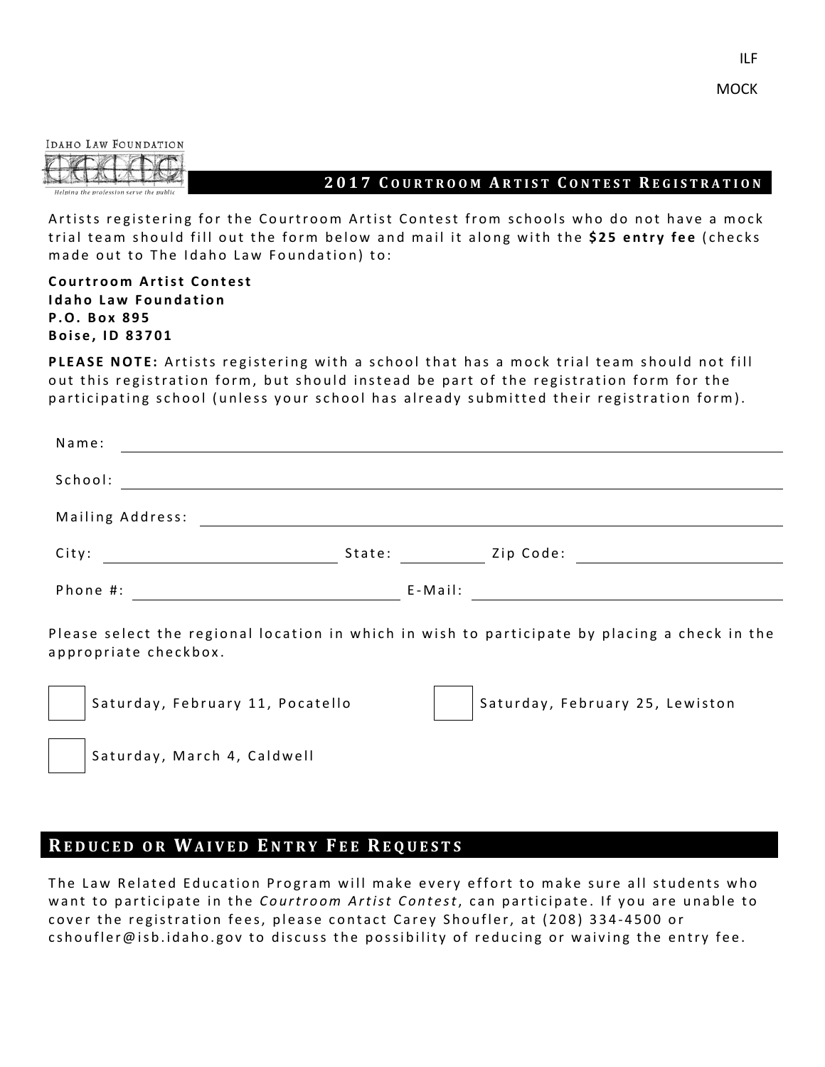ILF

MOCK

Idaho Law Foundation

*Helping the profession serve the public*

## 2017 Courtroom Artist Contest Registration

Artists registering for the Courtroom Artist Contest from schools who do not have a mock trial team should fill out the form below and mail it along with the **$25 entry fee** (checks made out to The Idaho Law Foundation) to:

**Courtroom Artist Contest**
**Idaho Law Foundation**
**P.O. Box 895**
**Boise, ID 83701**

**PLEASE NOTE:** Artists registering with a school that has a mock trial team should not fill out this registration form, but should instead be part of the registration form for the participating school (unless your school has already submitted their registration form).

Name: ____________________

School: ____________________

Mailing Address: ____________________

City: ____________ State: ________ Zip Code: ____________

Phone #: ____________ E-Mail: ____________

Please select the regional location in which in wish to participate by placing a check in the appropriate checkbox.

☐ Saturday, February 11, Pocatello

☐ Saturday, February 25, Lewiston

☐ Saturday, March 4, Caldwell

## Reduced or Waived Entry Fee Requests

The Law Related Education Program will make every effort to make sure all students who want to participate in the *Courtroom Artist Contest*, can participate. If you are unable to cover the registration fees, please contact Carey Shoufler, at (208) 334-4500 or cshoufler@isb.idaho.gov to discuss the possibility of reducing or waiving the entry fee.